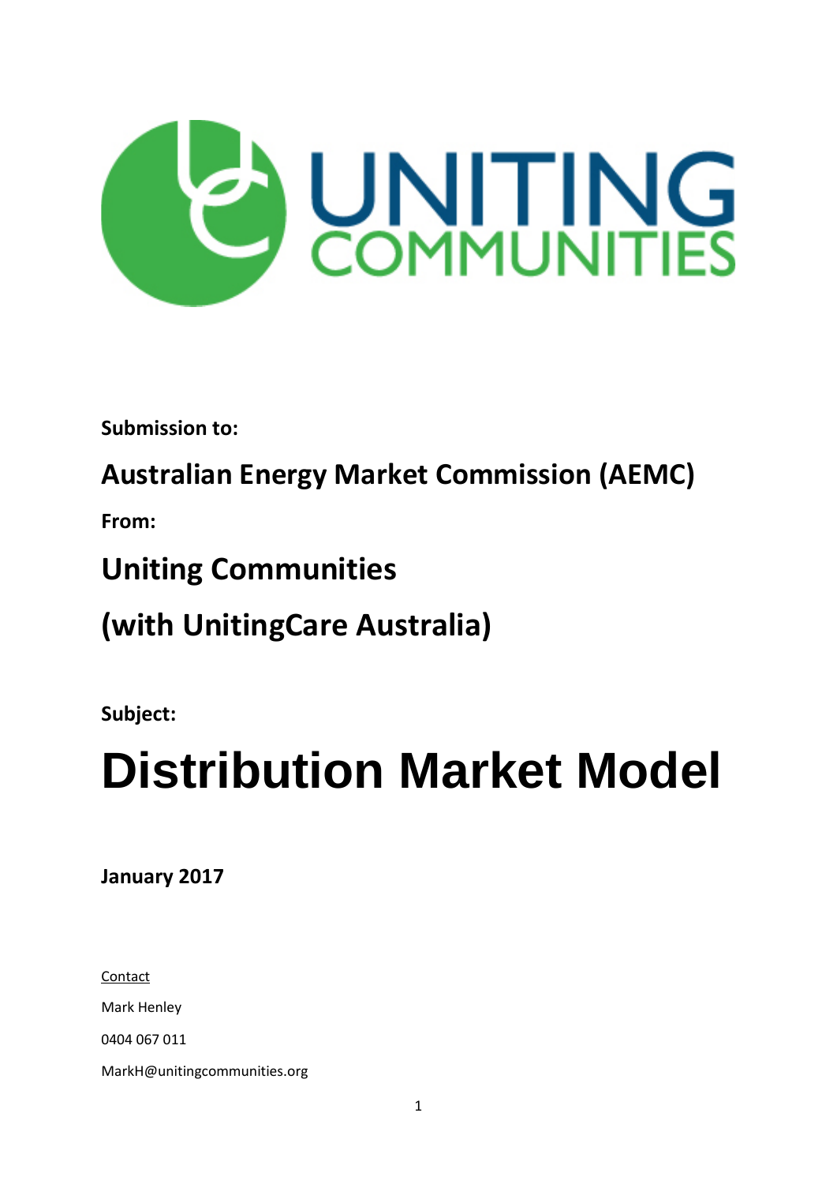**Submission to:**

## Australian Energy Market Commission (AEMC)

**From:**

## Uniting Communities

## (with UnitingCare Australia)

**Subject:**

# Distribution Market Model

**January 2017**

Contact

Mark Henley

0404 067 011

MarkH@unitingcommunities.org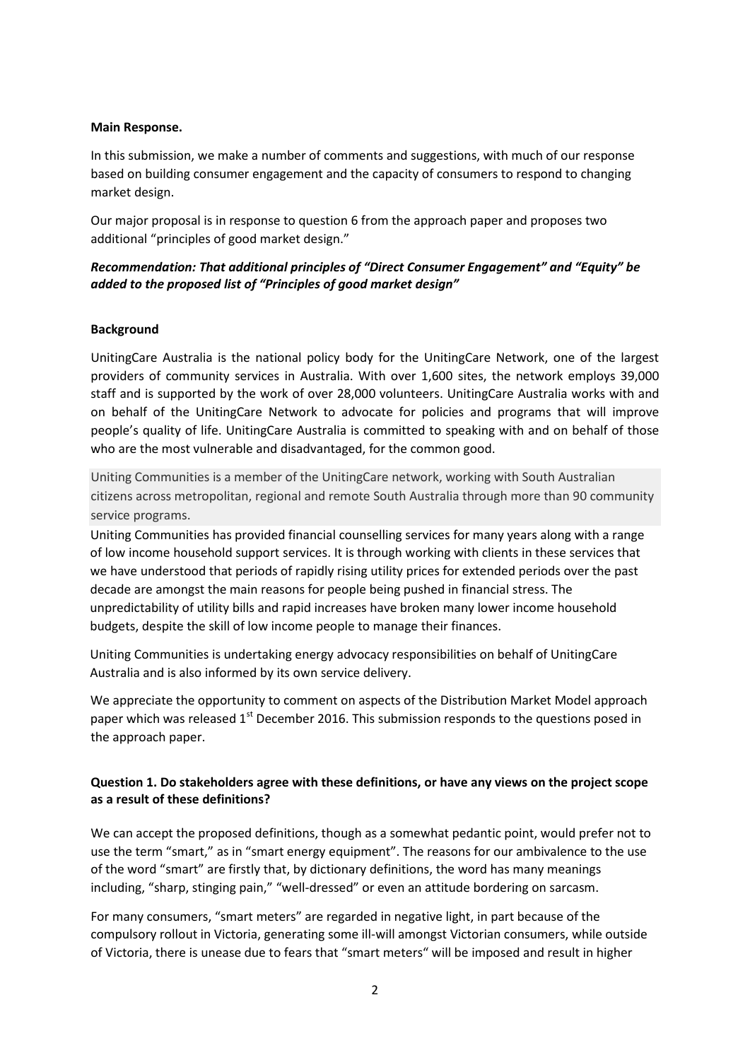**Main Response.**

In this submission, we make a number of comments and suggestions, with much of our response based on building consumer engagement and the capacity of consumers to respond to changing market design.

Our major proposal is in response to question 6 from the approach paper and proposes two additional "principles of good market design."

***Recommendation: That additional principles of "Direct Consumer Engagement" and "Equity" be added to the proposed list of "Principles of good market design"***

**Background**

UnitingCare Australia is the national policy body for the UnitingCare Network, one of the largest providers of community services in Australia. With over 1,600 sites, the network employs 39,000 staff and is supported by the work of over 28,000 volunteers. UnitingCare Australia works with and on behalf of the UnitingCare Network to advocate for policies and programs that will improve people's quality of life. UnitingCare Australia is committed to speaking with and on behalf of those who are the most vulnerable and disadvantaged, for the common good.

Uniting Communities is a member of the UnitingCare network, working with South Australian citizens across metropolitan, regional and remote South Australia through more than 90 community service programs.

Uniting Communities has provided financial counselling services for many years along with a range of low income household support services. It is through working with clients in these services that we have understood that periods of rapidly rising utility prices for extended periods over the past decade are amongst the main reasons for people being pushed in financial stress. The unpredictability of utility bills and rapid increases have broken many lower income household budgets, despite the skill of low income people to manage their finances.

Uniting Communities is undertaking energy advocacy responsibilities on behalf of UnitingCare Australia and is also informed by its own service delivery.

We appreciate the opportunity to comment on aspects of the Distribution Market Model approach paper which was released 1st December 2016. This submission responds to the questions posed in the approach paper.

**Question 1. Do stakeholders agree with these definitions, or have any views on the project scope as a result of these definitions?**

We can accept the proposed definitions, though as a somewhat pedantic point, would prefer not to use the term "smart," as in "smart energy equipment". The reasons for our ambivalence to the use of the word "smart" are firstly that, by dictionary definitions, the word has many meanings including, "sharp, stinging pain," "well-dressed" or even an attitude bordering on sarcasm.

For many consumers, "smart meters" are regarded in negative light, in part because of the compulsory rollout in Victoria, generating some ill-will amongst Victorian consumers, while outside of Victoria, there is unease due to fears that "smart meters" will be imposed and result in higher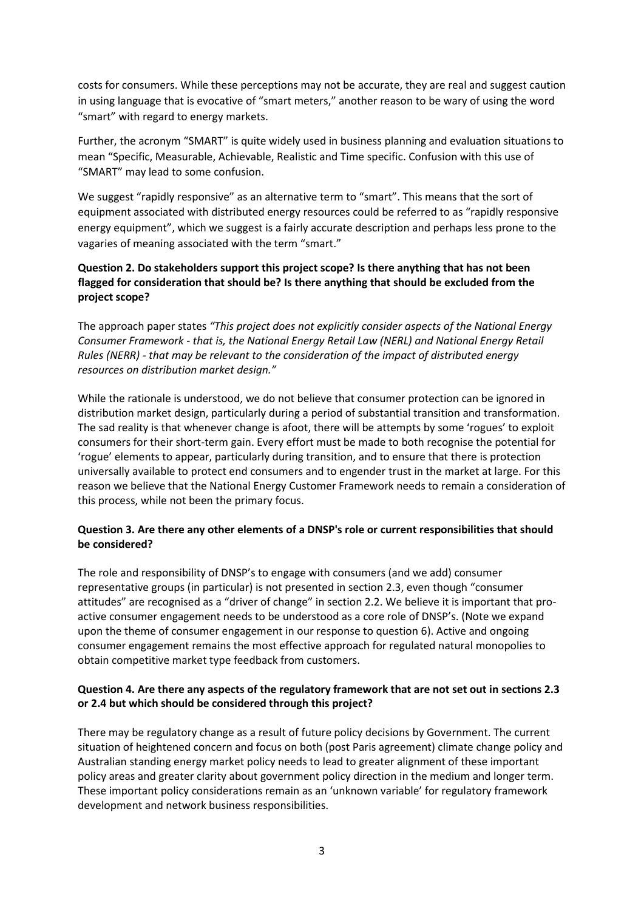costs for consumers. While these perceptions may not be accurate, they are real and suggest caution in using language that is evocative of "smart meters," another reason to be wary of using the word "smart" with regard to energy markets.

Further, the acronym "SMART" is quite widely used in business planning and evaluation situations to mean "Specific, Measurable, Achievable, Realistic and Time specific. Confusion with this use of "SMART" may lead to some confusion.

We suggest "rapidly responsive" as an alternative term to "smart". This means that the sort of equipment associated with distributed energy resources could be referred to as "rapidly responsive energy equipment", which we suggest is a fairly accurate description and perhaps less prone to the vagaries of meaning associated with the term "smart."

**Question 2. Do stakeholders support this project scope? Is there anything that has not been flagged for consideration that should be? Is there anything that should be excluded from the project scope?**

The approach paper states *"This project does not explicitly consider aspects of the National Energy Consumer Framework - that is, the National Energy Retail Law (NERL) and National Energy Retail Rules (NERR) - that may be relevant to the consideration of the impact of distributed energy resources on distribution market design."*

While the rationale is understood, we do not believe that consumer protection can be ignored in distribution market design, particularly during a period of substantial transition and transformation. The sad reality is that whenever change is afoot, there will be attempts by some 'rogues' to exploit consumers for their short-term gain. Every effort must be made to both recognise the potential for 'rogue' elements to appear, particularly during transition, and to ensure that there is protection universally available to protect end consumers and to engender trust in the market at large. For this reason we believe that the National Energy Customer Framework needs to remain a consideration of this process, while not been the primary focus.

**Question 3. Are there any other elements of a DNSP's role or current responsibilities that should be considered?**

The role and responsibility of DNSP's to engage with consumers (and we add) consumer representative groups (in particular) is not presented in section 2.3, even though "consumer attitudes" are recognised as a "driver of change" in section 2.2. We believe it is important that pro-active consumer engagement needs to be understood as a core role of DNSP's. (Note we expand upon the theme of consumer engagement in our response to question 6). Active and ongoing consumer engagement remains the most effective approach for regulated natural monopolies to obtain competitive market type feedback from customers.

**Question 4. Are there any aspects of the regulatory framework that are not set out in sections 2.3 or 2.4 but which should be considered through this project?**

There may be regulatory change as a result of future policy decisions by Government. The current situation of heightened concern and focus on both (post Paris agreement) climate change policy and Australian standing energy market policy needs to lead to greater alignment of these important policy areas and greater clarity about government policy direction in the medium and longer term. These important policy considerations remain as an 'unknown variable' for regulatory framework development and network business responsibilities.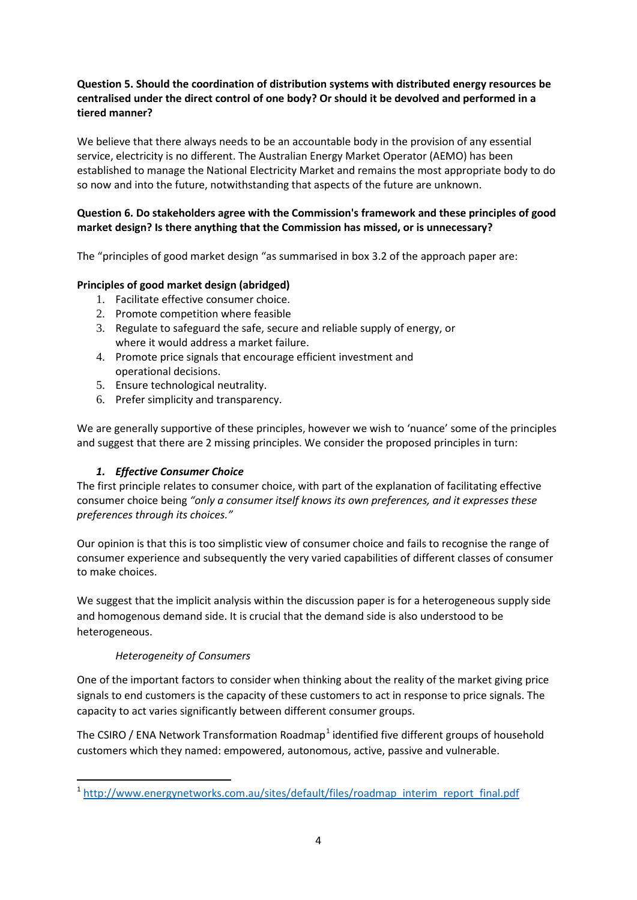**Question 5. Should the coordination of distribution systems with distributed energy resources be centralised under the direct control of one body? Or should it be devolved and performed in a tiered manner?**

We believe that there always needs to be an accountable body in the provision of any essential service, electricity is no different. The Australian Energy Market Operator (AEMO) has been established to manage the National Electricity Market and remains the most appropriate body to do so now and into the future, notwithstanding that aspects of the future are unknown.

**Question 6. Do stakeholders agree with the Commission's framework and these principles of good market design? Is there anything that the Commission has missed, or is unnecessary?**

The "principles of good market design "as summarised in box 3.2 of the approach paper are:

**Principles of good market design (abridged)**

1. Facilitate effective consumer choice.
2. Promote competition where feasible
3. Regulate to safeguard the safe, secure and reliable supply of energy, or where it would address a market failure.
4. Promote price signals that encourage efficient investment and operational decisions.
5. Ensure technological neutrality.
6. Prefer simplicity and transparency.

We are generally supportive of these principles, however we wish to 'nuance' some of the principles and suggest that there are 2 missing principles. We consider the proposed principles in turn:

### *1. Effective Consumer Choice*

The first principle relates to consumer choice, with part of the explanation of facilitating effective consumer choice being *"only a consumer itself knows its own preferences, and it expresses these preferences through its choices."*

Our opinion is that this is too simplistic view of consumer choice and fails to recognise the range of consumer experience and subsequently the very varied capabilities of different classes of consumer to make choices.

We suggest that the implicit analysis within the discussion paper is for a heterogeneous supply side and homogenous demand side. It is crucial that the demand side is also understood to be heterogeneous.

*Heterogeneity of Consumers*

One of the important factors to consider when thinking about the reality of the market giving price signals to end customers is the capacity of these customers to act in response to price signals. The capacity to act varies significantly between different consumer groups.

The CSIRO / ENA Network Transformation Roadmap[1] identified five different groups of household customers which they named: empowered, autonomous, active, passive and vulnerable.

[1] http://www.energynetworks.com.au/sites/default/files/roadmap_interim_report_final.pdf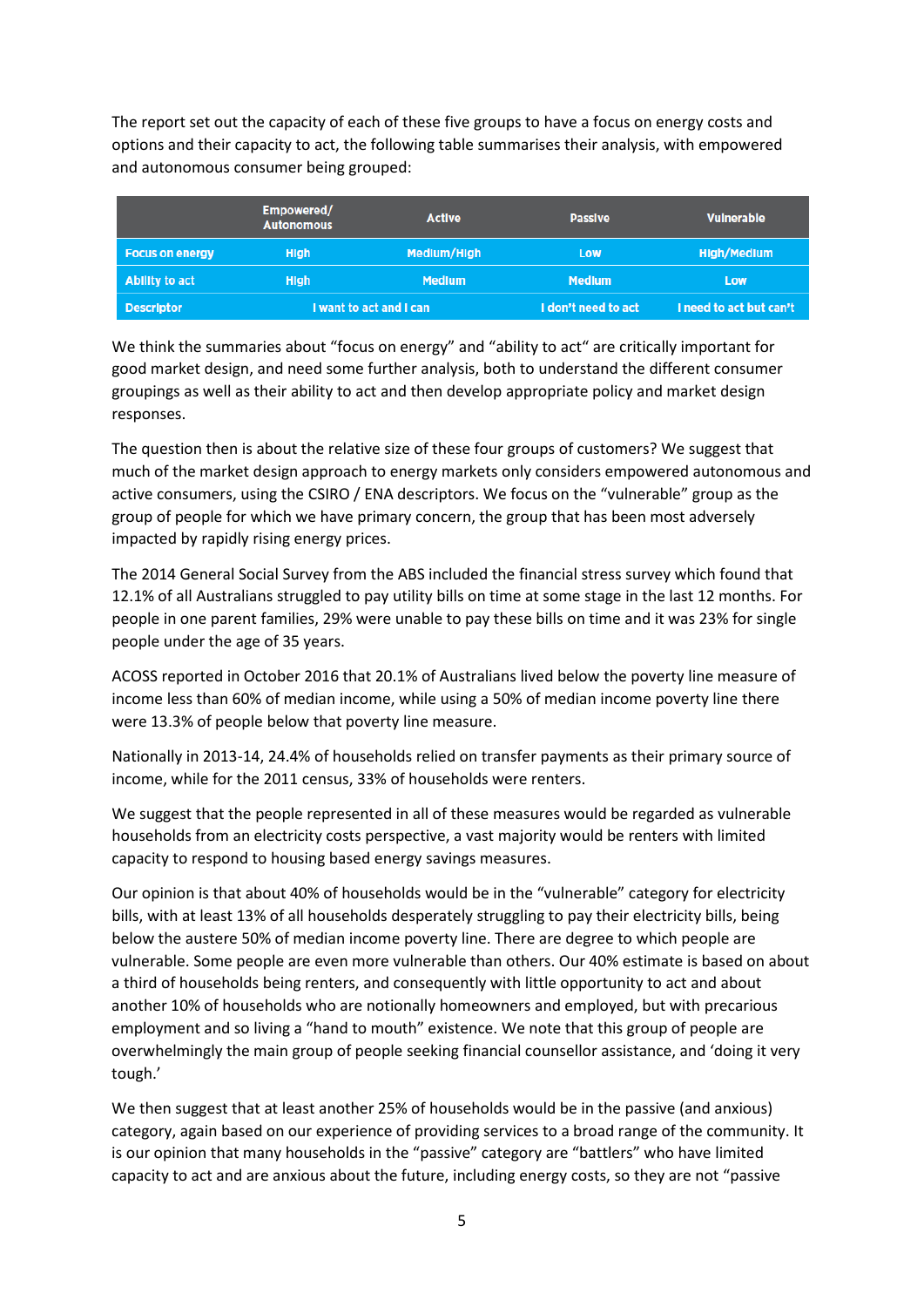The report set out the capacity of each of these five groups to have a focus on energy costs and options and their capacity to act, the following table summarises their analysis, with empowered and autonomous consumer being grouped:

| | Empowered/ Autonomous | Active | Passive | Vulnerable |
|---|---|---|---|---|
| Focus on energy | High | Medium/High | Low | High/Medium |
| Ability to act | High | Medium | Medium | Low |
| Descriptor | I want to act and I can | | I don't need to act | I need to act but can't |

We think the summaries about "focus on energy" and "ability to act" are critically important for good market design, and need some further analysis, both to understand the different consumer groupings as well as their ability to act and then develop appropriate policy and market design responses.

The question then is about the relative size of these four groups of customers? We suggest that much of the market design approach to energy markets only considers empowered autonomous and active consumers, using the CSIRO / ENA descriptors. We focus on the "vulnerable" group as the group of people for which we have primary concern, the group that has been most adversely impacted by rapidly rising energy prices.

The 2014 General Social Survey from the ABS included the financial stress survey which found that 12.1% of all Australians struggled to pay utility bills on time at some stage in the last 12 months. For people in one parent families, 29% were unable to pay these bills on time and it was 23% for single people under the age of 35 years.

ACOSS reported in October 2016 that 20.1% of Australians lived below the poverty line measure of income less than 60% of median income, while using a 50% of median income poverty line there were 13.3% of people below that poverty line measure.

Nationally in 2013-14, 24.4% of households relied on transfer payments as their primary source of income, while for the 2011 census, 33% of households were renters.

We suggest that the people represented in all of these measures would be regarded as vulnerable households from an electricity costs perspective, a vast majority would be renters with limited capacity to respond to housing based energy savings measures.

Our opinion is that about 40% of households would be in the "vulnerable" category for electricity bills, with at least 13% of all households desperately struggling to pay their electricity bills, being below the austere 50% of median income poverty line. There are degree to which people are vulnerable. Some people are even more vulnerable than others. Our 40% estimate is based on about a third of households being renters, and consequently with little opportunity to act and about another 10% of households who are notionally homeowners and employed, but with precarious employment and so living a "hand to mouth" existence. We note that this group of people are overwhelmingly the main group of people seeking financial counsellor assistance, and 'doing it very tough.'

We then suggest that at least another 25% of households would be in the passive (and anxious) category, again based on our experience of providing services to a broad range of the community. It is our opinion that many households in the "passive" category are "battlers" who have limited capacity to act and are anxious about the future, including energy costs, so they are not "passive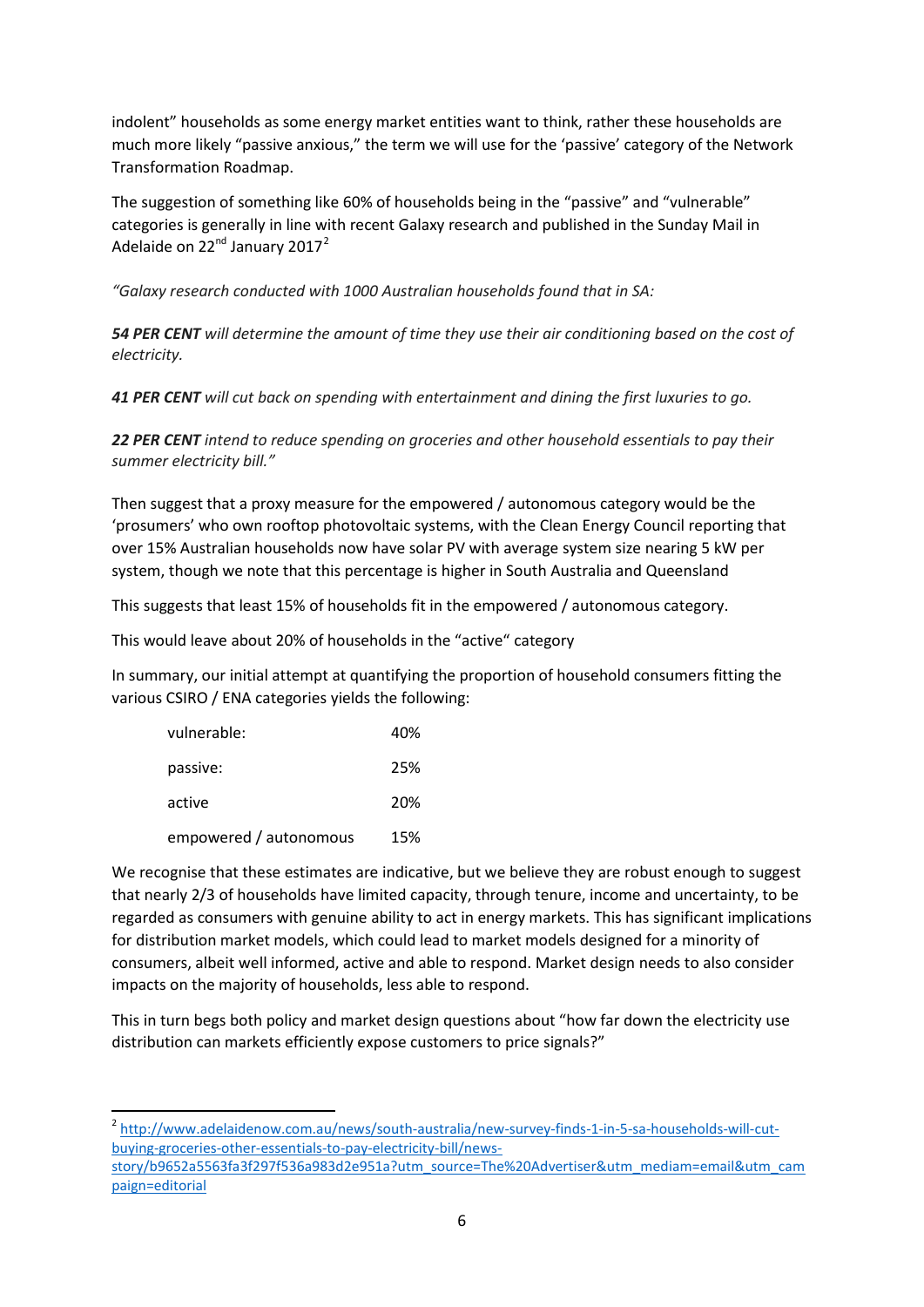indolent" households as some energy market entities want to think, rather these households are much more likely "passive anxious," the term we will use for the 'passive' category of the Network Transformation Roadmap.

The suggestion of something like 60% of households being in the "passive" and "vulnerable" categories is generally in line with recent Galaxy research and published in the Sunday Mail in Adelaide on 22nd January 2017[2]

*"Galaxy research conducted with 1000 Australian households found that in SA:*

***54 PER CENT** will determine the amount of time they use their air conditioning based on the cost of electricity.*

***41 PER CENT** will cut back on spending with entertainment and dining the first luxuries to go.*

***22 PER CENT** intend to reduce spending on groceries and other household essentials to pay their summer electricity bill."*

Then suggest that a proxy measure for the empowered / autonomous category would be the 'prosumers' who own rooftop photovoltaic systems, with the Clean Energy Council reporting that over 15% Australian households now have solar PV with average system size nearing 5 kW per system, though we note that this percentage is higher in South Australia and Queensland

This suggests that least 15% of households fit in the empowered / autonomous category.

This would leave about 20% of households in the "active" category

In summary, our initial attempt at quantifying the proportion of household consumers fitting the various CSIRO / ENA categories yields the following:

| | |
|---|---|
| vulnerable: | 40% |
| passive: | 25% |
| active | 20% |
| empowered / autonomous | 15% |

We recognise that these estimates are indicative, but we believe they are robust enough to suggest that nearly 2/3 of households have limited capacity, through tenure, income and uncertainty, to be regarded as consumers with genuine ability to act in energy markets. This has significant implications for distribution market models, which could lead to market models designed for a minority of consumers, albeit well informed, active and able to respond. Market design needs to also consider impacts on the majority of households, less able to respond.

This in turn begs both policy and market design questions about "how far down the electricity use distribution can markets efficiently expose customers to price signals?"

---

[2] http://www.adelaidenow.com.au/news/south-australia/new-survey-finds-1-in-5-sa-households-will-cut-buying-groceries-other-essentials-to-pay-electricity-bill/news-story/b9652a5563fa3f297f536a983d2e951a?utm_source=The%20Advertiser&utm_mediam=email&utm_campaign=editorial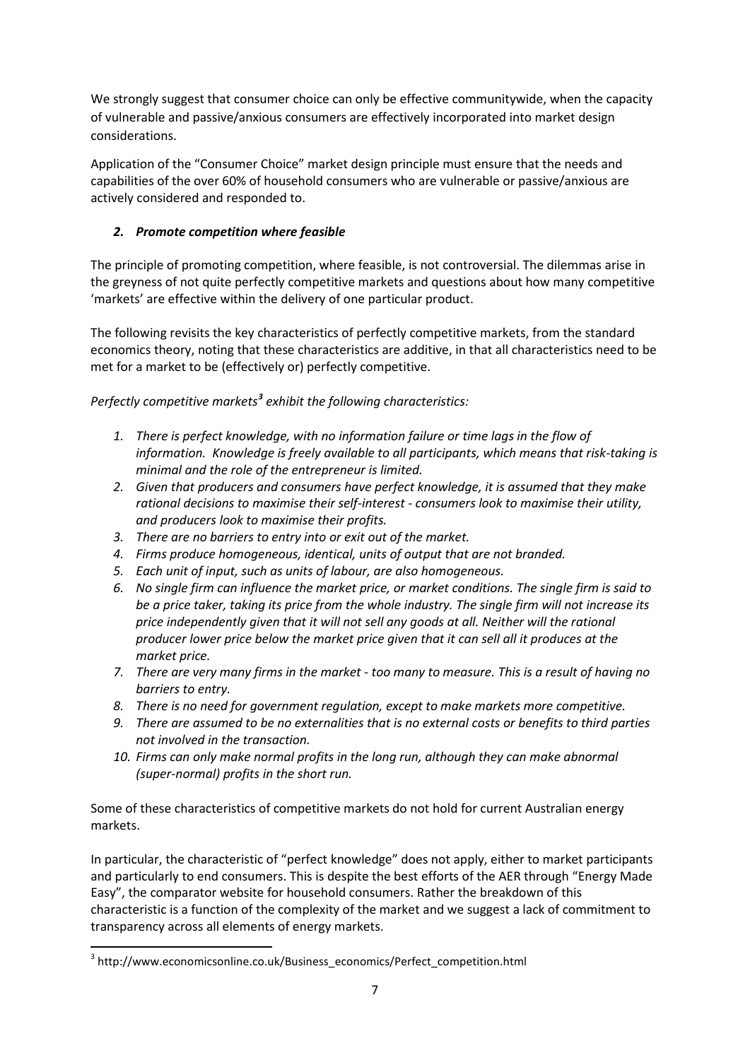We strongly suggest that consumer choice can only be effective communitywide, when the capacity of vulnerable and passive/anxious consumers are effectively incorporated into market design considerations.

Application of the "Consumer Choice" market design principle must ensure that the needs and capabilities of the over 60% of household consumers who are vulnerable or passive/anxious are actively considered and responded to.

### *2. Promote competition where feasible*

The principle of promoting competition, where feasible, is not controversial. The dilemmas arise in the greyness of not quite perfectly competitive markets and questions about how many competitive 'markets' are effective within the delivery of one particular product.

The following revisits the key characteristics of perfectly competitive markets, from the standard economics theory, noting that these characteristics are additive, in that all characteristics need to be met for a market to be (effectively or) perfectly competitive.

*Perfectly competitive markets[3] exhibit the following characteristics:*

1. *There is perfect knowledge, with no information failure or time lags in the flow of information. Knowledge is freely available to all participants, which means that risk-taking is minimal and the role of the entrepreneur is limited.*
2. *Given that producers and consumers have perfect knowledge, it is assumed that they make rational decisions to maximise their self-interest - consumers look to maximise their utility, and producers look to maximise their profits.*
3. *There are no barriers to entry into or exit out of the market.*
4. *Firms produce homogeneous, identical, units of output that are not branded.*
5. *Each unit of input, such as units of labour, are also homogeneous.*
6. *No single firm can influence the market price, or market conditions. The single firm is said to be a price taker, taking its price from the whole industry. The single firm will not increase its price independently given that it will not sell any goods at all. Neither will the rational producer lower price below the market price given that it can sell all it produces at the market price.*
7. *There are very many firms in the market - too many to measure. This is a result of having no barriers to entry.*
8. *There is no need for government regulation, except to make markets more competitive.*
9. *There are assumed to be no externalities that is no external costs or benefits to third parties not involved in the transaction.*
10. *Firms can only make normal profits in the long run, although they can make abnormal (super-normal) profits in the short run.*

Some of these characteristics of competitive markets do not hold for current Australian energy markets.

In particular, the characteristic of "perfect knowledge" does not apply, either to market participants and particularly to end consumers. This is despite the best efforts of the AER through "Energy Made Easy", the comparator website for household consumers. Rather the breakdown of this characteristic is a function of the complexity of the market and we suggest a lack of commitment to transparency across all elements of energy markets.

---

[3] http://www.economicsonline.co.uk/Business_economics/Perfect_competition.html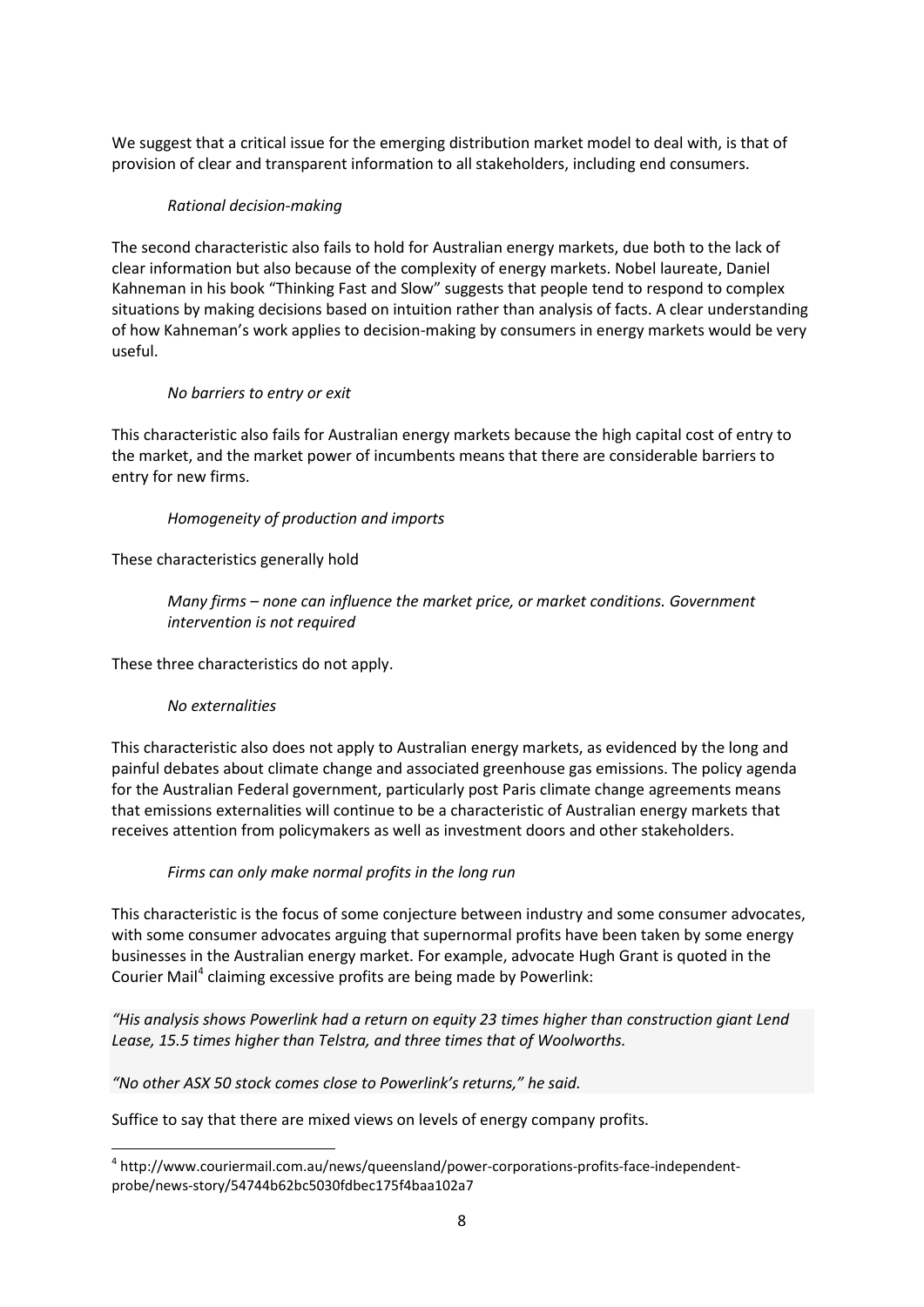We suggest that a critical issue for the emerging distribution market model to deal with, is that of provision of clear and transparent information to all stakeholders, including end consumers.

*Rational decision-making*

The second characteristic also fails to hold for Australian energy markets, due both to the lack of clear information but also because of the complexity of energy markets. Nobel laureate, Daniel Kahneman in his book "Thinking Fast and Slow" suggests that people tend to respond to complex situations by making decisions based on intuition rather than analysis of facts. A clear understanding of how Kahneman's work applies to decision-making by consumers in energy markets would be very useful.

*No barriers to entry or exit*

This characteristic also fails for Australian energy markets because the high capital cost of entry to the market, and the market power of incumbents means that there are considerable barriers to entry for new firms.

*Homogeneity of production and imports*

These characteristics generally hold

*Many firms – none can influence the market price, or market conditions. Government intervention is not required*

These three characteristics do not apply.

*No externalities*

This characteristic also does not apply to Australian energy markets, as evidenced by the long and painful debates about climate change and associated greenhouse gas emissions. The policy agenda for the Australian Federal government, particularly post Paris climate change agreements means that emissions externalities will continue to be a characteristic of Australian energy markets that receives attention from policymakers as well as investment doors and other stakeholders.

*Firms can only make normal profits in the long run*

This characteristic is the focus of some conjecture between industry and some consumer advocates, with some consumer advocates arguing that supernormal profits have been taken by some energy businesses in the Australian energy market. For example, advocate Hugh Grant is quoted in the Courier Mail[4] claiming excessive profits are being made by Powerlink:

*"His analysis shows Powerlink had a return on equity 23 times higher than construction giant Lend Lease, 15.5 times higher than Telstra, and three times that of Woolworths.*

*"No other ASX 50 stock comes close to Powerlink's returns," he said.*

Suffice to say that there are mixed views on levels of energy company profits.

[4] http://www.couriermail.com.au/news/queensland/power-corporations-profits-face-independent-probe/news-story/54744b62bc5030fdbec175f4baa102a7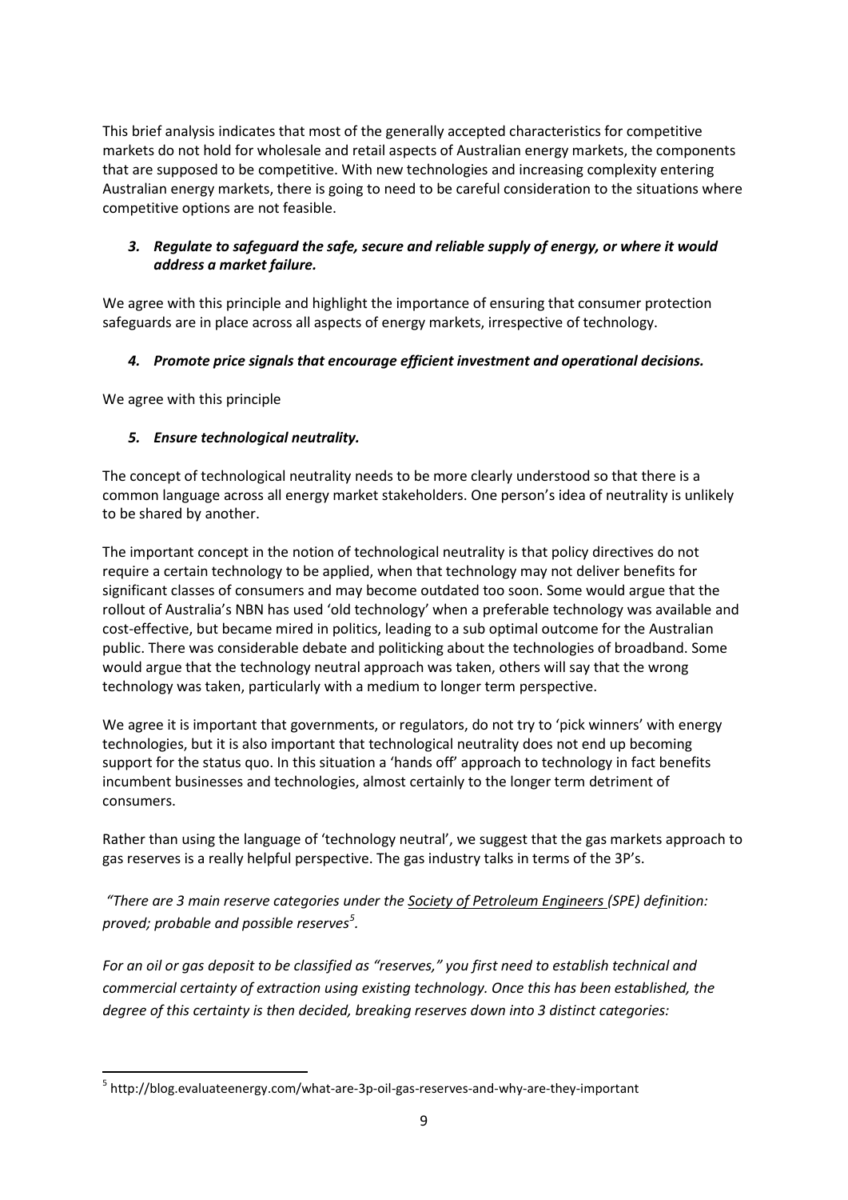This brief analysis indicates that most of the generally accepted characteristics for competitive markets do not hold for wholesale and retail aspects of Australian energy markets, the components that are supposed to be competitive. With new technologies and increasing complexity entering Australian energy markets, there is going to need to be careful consideration to the situations where competitive options are not feasible.

### *3. Regulate to safeguard the safe, secure and reliable supply of energy, or where it would address a market failure.*

We agree with this principle and highlight the importance of ensuring that consumer protection safeguards are in place across all aspects of energy markets, irrespective of technology.

### *4. Promote price signals that encourage efficient investment and operational decisions.*

We agree with this principle

### *5. Ensure technological neutrality.*

The concept of technological neutrality needs to be more clearly understood so that there is a common language across all energy market stakeholders. One person's idea of neutrality is unlikely to be shared by another.

The important concept in the notion of technological neutrality is that policy directives do not require a certain technology to be applied, when that technology may not deliver benefits for significant classes of consumers and may become outdated too soon. Some would argue that the rollout of Australia's NBN has used 'old technology' when a preferable technology was available and cost-effective, but became mired in politics, leading to a sub optimal outcome for the Australian public. There was considerable debate and politicking about the technologies of broadband. Some would argue that the technology neutral approach was taken, others will say that the wrong technology was taken, particularly with a medium to longer term perspective.

We agree it is important that governments, or regulators, do not try to 'pick winners' with energy technologies, but it is also important that technological neutrality does not end up becoming support for the status quo. In this situation a 'hands off' approach to technology in fact benefits incumbent businesses and technologies, almost certainly to the longer term detriment of consumers.

Rather than using the language of 'technology neutral', we suggest that the gas markets approach to gas reserves is a really helpful perspective. The gas industry talks in terms of the 3P's.

*"There are 3 main reserve categories under the Society of Petroleum Engineers (SPE) definition: proved; probable and possible reserves[5].*

*For an oil or gas deposit to be classified as "reserves," you first need to establish technical and commercial certainty of extraction using existing technology. Once this has been established, the degree of this certainty is then decided, breaking reserves down into 3 distinct categories:*

---

[5] http://blog.evaluateenergy.com/what-are-3p-oil-gas-reserves-and-why-are-they-important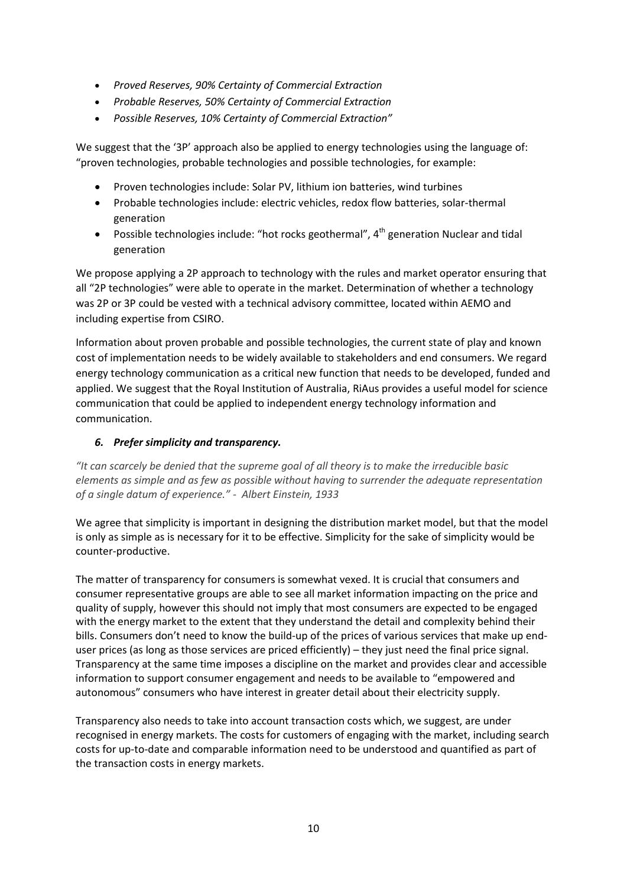- *Proved Reserves, 90% Certainty of Commercial Extraction*
- *Probable Reserves, 50% Certainty of Commercial Extraction*
- *Possible Reserves, 10% Certainty of Commercial Extraction"*

We suggest that the '3P' approach also be applied to energy technologies using the language of: "proven technologies, probable technologies and possible technologies, for example:

- Proven technologies include: Solar PV, lithium ion batteries, wind turbines
- Probable technologies include: electric vehicles, redox flow batteries, solar-thermal generation
- Possible technologies include: "hot rocks geothermal", 4th generation Nuclear and tidal generation

We propose applying a 2P approach to technology with the rules and market operator ensuring that all "2P technologies" were able to operate in the market. Determination of whether a technology was 2P or 3P could be vested with a technical advisory committee, located within AEMO and including expertise from CSIRO.

Information about proven probable and possible technologies, the current state of play and known cost of implementation needs to be widely available to stakeholders and end consumers. We regard energy technology communication as a critical new function that needs to be developed, funded and applied. We suggest that the Royal Institution of Australia, RiAus provides a useful model for science communication that could be applied to independent energy technology information and communication.

### *6. Prefer simplicity and transparency.*

*"It can scarcely be denied that the supreme goal of all theory is to make the irreducible basic elements as simple and as few as possible without having to surrender the adequate representation of a single datum of experience." - Albert Einstein, 1933*

We agree that simplicity is important in designing the distribution market model, but that the model is only as simple as is necessary for it to be effective. Simplicity for the sake of simplicity would be counter-productive.

The matter of transparency for consumers is somewhat vexed. It is crucial that consumers and consumer representative groups are able to see all market information impacting on the price and quality of supply, however this should not imply that most consumers are expected to be engaged with the energy market to the extent that they understand the detail and complexity behind their bills. Consumers don't need to know the build-up of the prices of various services that make up end-user prices (as long as those services are priced efficiently) – they just need the final price signal. Transparency at the same time imposes a discipline on the market and provides clear and accessible information to support consumer engagement and needs to be available to "empowered and autonomous" consumers who have interest in greater detail about their electricity supply.

Transparency also needs to take into account transaction costs which, we suggest, are under recognised in energy markets. The costs for customers of engaging with the market, including search costs for up-to-date and comparable information need to be understood and quantified as part of the transaction costs in energy markets.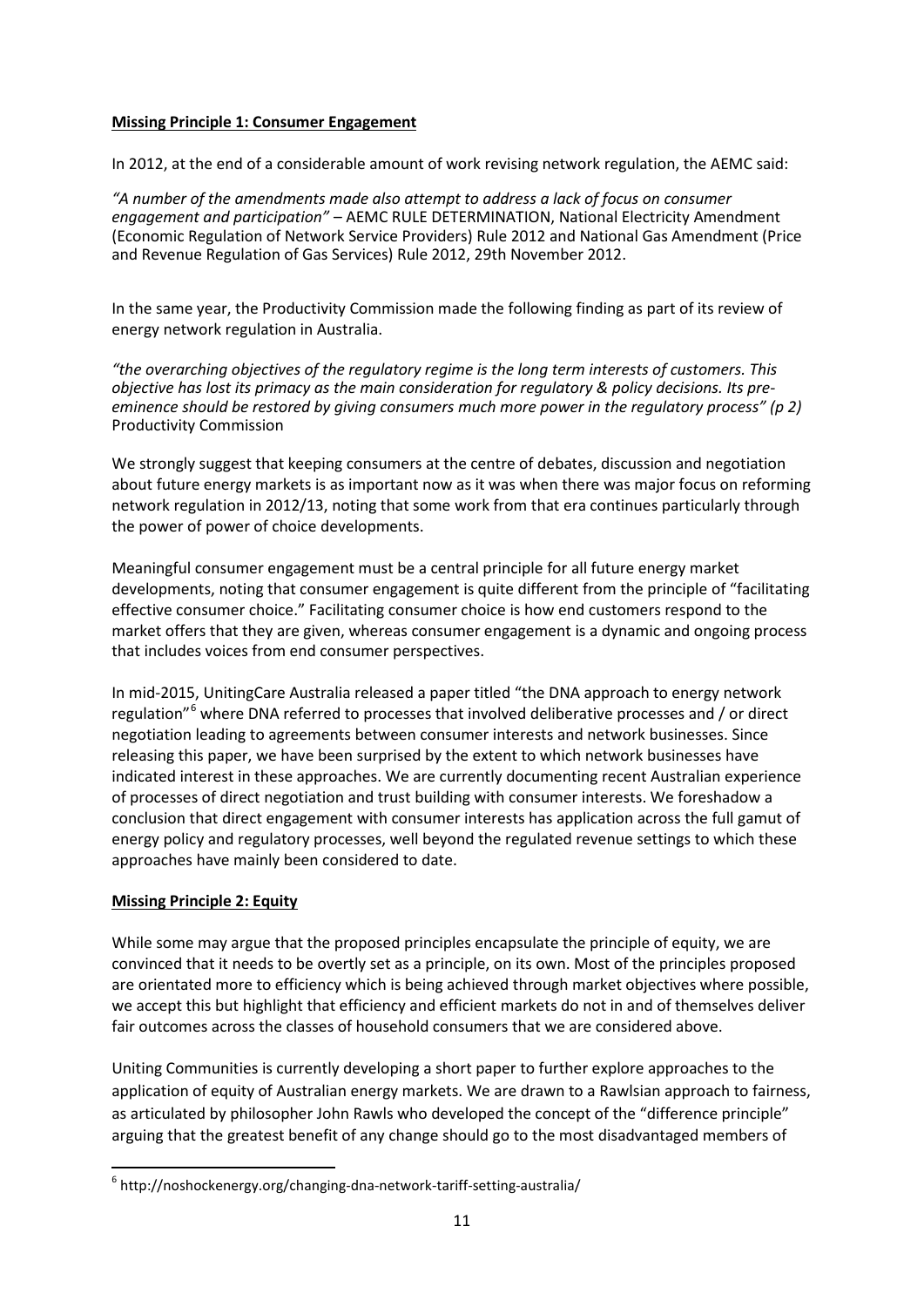**Missing Principle 1: Consumer Engagement**

In 2012, at the end of a considerable amount of work revising network regulation, the AEMC said:

*"A number of the amendments made also attempt to address a lack of focus on consumer engagement and participation"* – AEMC RULE DETERMINATION, National Electricity Amendment (Economic Regulation of Network Service Providers) Rule 2012 and National Gas Amendment (Price and Revenue Regulation of Gas Services) Rule 2012, 29th November 2012.

In the same year, the Productivity Commission made the following finding as part of its review of energy network regulation in Australia.

*"the overarching objectives of the regulatory regime is the long term interests of customers. This objective has lost its primacy as the main consideration for regulatory & policy decisions. Its pre-eminence should be restored by giving consumers much more power in the regulatory process" (p 2)* Productivity Commission

We strongly suggest that keeping consumers at the centre of debates, discussion and negotiation about future energy markets is as important now as it was when there was major focus on reforming network regulation in 2012/13, noting that some work from that era continues particularly through the power of power of choice developments.

Meaningful consumer engagement must be a central principle for all future energy market developments, noting that consumer engagement is quite different from the principle of "facilitating effective consumer choice." Facilitating consumer choice is how end customers respond to the market offers that they are given, whereas consumer engagement is a dynamic and ongoing process that includes voices from end consumer perspectives.

In mid-2015, UnitingCare Australia released a paper titled "the DNA approach to energy network regulation"[6] where DNA referred to processes that involved deliberative processes and / or direct negotiation leading to agreements between consumer interests and network businesses. Since releasing this paper, we have been surprised by the extent to which network businesses have indicated interest in these approaches. We are currently documenting recent Australian experience of processes of direct negotiation and trust building with consumer interests. We foreshadow a conclusion that direct engagement with consumer interests has application across the full gamut of energy policy and regulatory processes, well beyond the regulated revenue settings to which these approaches have mainly been considered to date.

**Missing Principle 2: Equity**

While some may argue that the proposed principles encapsulate the principle of equity, we are convinced that it needs to be overtly set as a principle, on its own. Most of the principles proposed are orientated more to efficiency which is being achieved through market objectives where possible, we accept this but highlight that efficiency and efficient markets do not in and of themselves deliver fair outcomes across the classes of household consumers that we are considered above.

Uniting Communities is currently developing a short paper to further explore approaches to the application of equity of Australian energy markets. We are drawn to a Rawlsian approach to fairness, as articulated by philosopher John Rawls who developed the concept of the "difference principle" arguing that the greatest benefit of any change should go to the most disadvantaged members of

[6] http://noshockenergy.org/changing-dna-network-tariff-setting-australia/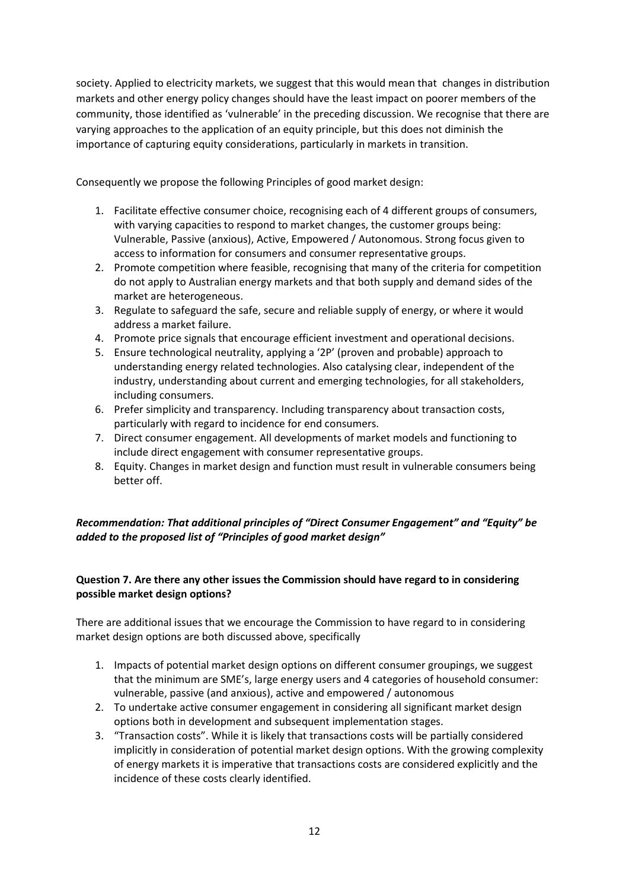society. Applied to electricity markets, we suggest that this would mean that  changes in distribution markets and other energy policy changes should have the least impact on poorer members of the community, those identified as 'vulnerable' in the preceding discussion. We recognise that there are varying approaches to the application of an equity principle, but this does not diminish the importance of capturing equity considerations, particularly in markets in transition.

Consequently we propose the following Principles of good market design:

1. Facilitate effective consumer choice, recognising each of 4 different groups of consumers, with varying capacities to respond to market changes, the customer groups being: Vulnerable, Passive (anxious), Active, Empowered / Autonomous. Strong focus given to access to information for consumers and consumer representative groups.
2. Promote competition where feasible, recognising that many of the criteria for competition do not apply to Australian energy markets and that both supply and demand sides of the market are heterogeneous.
3. Regulate to safeguard the safe, secure and reliable supply of energy, or where it would address a market failure.
4. Promote price signals that encourage efficient investment and operational decisions.
5. Ensure technological neutrality, applying a '2P' (proven and probable) approach to understanding energy related technologies. Also catalysing clear, independent of the industry, understanding about current and emerging technologies, for all stakeholders, including consumers.
6. Prefer simplicity and transparency. Including transparency about transaction costs, particularly with regard to incidence for end consumers.
7. Direct consumer engagement. All developments of market models and functioning to include direct engagement with consumer representative groups.
8. Equity. Changes in market design and function must result in vulnerable consumers being better off.

***Recommendation: That additional principles of "Direct Consumer Engagement" and "Equity" be added to the proposed list of "Principles of good market design"***

**Question 7. Are there any other issues the Commission should have regard to in considering possible market design options?**

There are additional issues that we encourage the Commission to have regard to in considering market design options are both discussed above, specifically

1. Impacts of potential market design options on different consumer groupings, we suggest that the minimum are SME's, large energy users and 4 categories of household consumer: vulnerable, passive (and anxious), active and empowered / autonomous
2. To undertake active consumer engagement in considering all significant market design options both in development and subsequent implementation stages.
3. "Transaction costs". While it is likely that transactions costs will be partially considered implicitly in consideration of potential market design options. With the growing complexity of energy markets it is imperative that transactions costs are considered explicitly and the incidence of these costs clearly identified.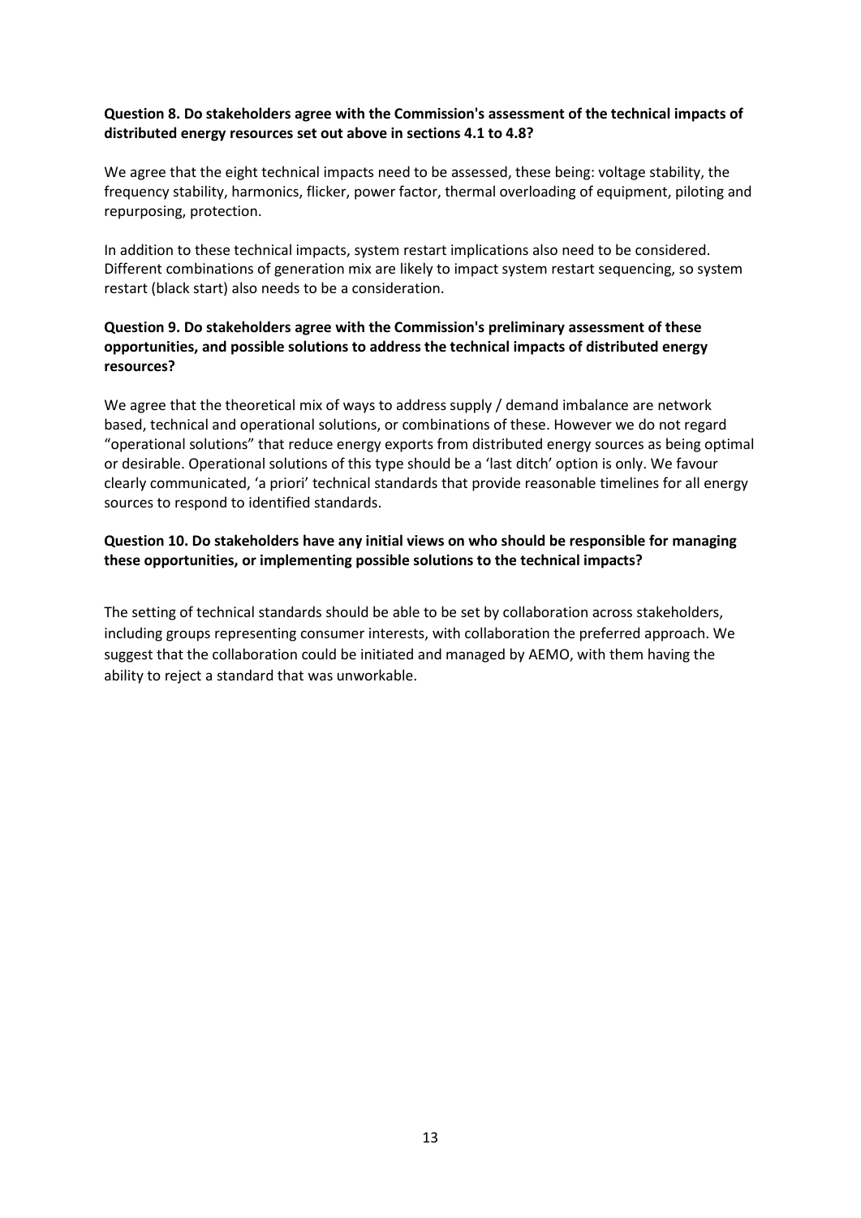**Question 8. Do stakeholders agree with the Commission's assessment of the technical impacts of distributed energy resources set out above in sections 4.1 to 4.8?**

We agree that the eight technical impacts need to be assessed, these being: voltage stability, the frequency stability, harmonics, flicker, power factor, thermal overloading of equipment, piloting and repurposing, protection.

In addition to these technical impacts, system restart implications also need to be considered. Different combinations of generation mix are likely to impact system restart sequencing, so system restart (black start) also needs to be a consideration.

**Question 9. Do stakeholders agree with the Commission's preliminary assessment of these opportunities, and possible solutions to address the technical impacts of distributed energy resources?**

We agree that the theoretical mix of ways to address supply / demand imbalance are network based, technical and operational solutions, or combinations of these. However we do not regard "operational solutions" that reduce energy exports from distributed energy sources as being optimal or desirable. Operational solutions of this type should be a 'last ditch' option is only. We favour clearly communicated, 'a priori' technical standards that provide reasonable timelines for all energy sources to respond to identified standards.

**Question 10. Do stakeholders have any initial views on who should be responsible for managing these opportunities, or implementing possible solutions to the technical impacts?**

The setting of technical standards should be able to be set by collaboration across stakeholders, including groups representing consumer interests, with collaboration the preferred approach. We suggest that the collaboration could be initiated and managed by AEMO, with them having the ability to reject a standard that was unworkable.